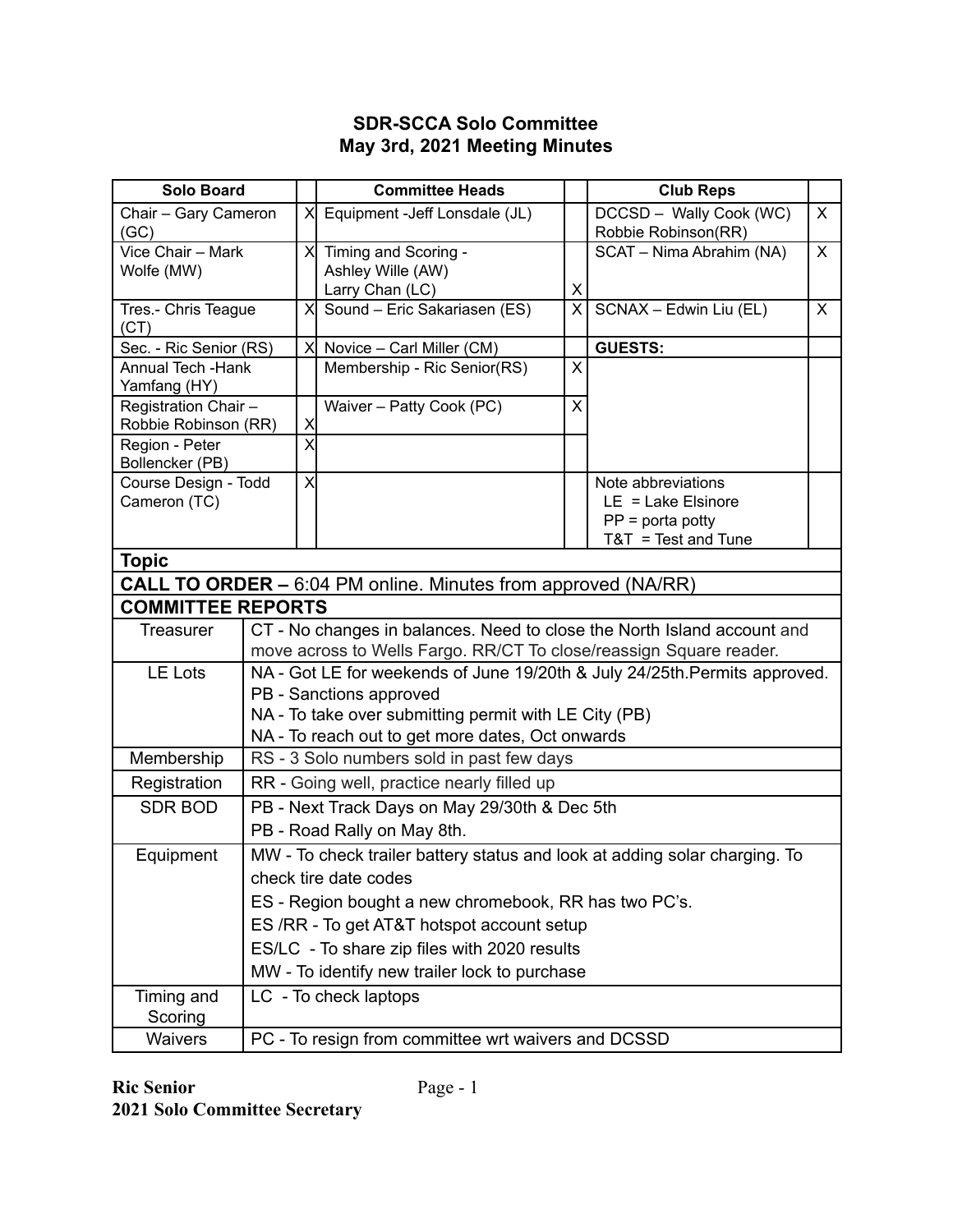**SDR-SCCA Solo Committee**
**May 3rd, 2021 Meeting Minutes**

| Solo Board | | Committee Heads | | Club Reps | |
|---|---|---|---|---|---|
| Chair – Gary Cameron (GC) | X | Equipment -Jeff Lonsdale (JL) | | DCCSD – Wally Cook (WC) Robbie Robinson(RR) | X |
| Vice Chair – Mark Wolfe (MW) | X | Timing and Scoring - Ashley Wille (AW) Larry Chan (LC) | X | SCAT – Nima Abrahim (NA) | X |
| Tres.- Chris Teague (CT) | X | Sound – Eric Sakariasen (ES) | X | SCNAX – Edwin Liu (EL) | X |
| Sec. - Ric Senior (RS) | X | Novice – Carl Miller (CM) | | **GUESTS:** | |
| Annual Tech -Hank Yamfang (HY) | | Membership - Ric Senior(RS) | X | | |
| Registration Chair – Robbie Robinson (RR) | X | Waiver – Patty Cook (PC) | X | | |
| Region - Peter Bollencker (PB) | X | | | | |
| Course Design - Todd Cameron (TC) | X | | | Note abbreviations LE = Lake Elsinore PP = porta potty T&T = Test and Tune | |

| **Topic** | |
|---|---|
| **CALL TO ORDER –** 6:04 PM online. Minutes from approved (NA/RR) | |
| **COMMITTEE REPORTS** | |
| Treasurer | CT - No changes in balances. Need to close the North Island account and move across to Wells Fargo. RR/CT To close/reassign Square reader. |
| LE Lots | NA - Got LE for weekends of June 19/20th & July 24/25th.Permits approved.<br>PB - Sanctions approved<br>NA - To take over submitting permit with LE City (PB)<br>NA - To reach out to get more dates, Oct onwards |
| Membership | RS - 3 Solo numbers sold in past few days |
| Registration | RR - Going well, practice nearly filled up |
| SDR BOD | PB - Next Track Days on May 29/30th & Dec 5th<br>PB - Road Rally on May 8th. |
| Equipment | MW - To check trailer battery status and look at adding solar charging. To check tire date codes<br>ES - Region bought a new chromebook, RR has two PC's.<br>ES /RR - To get AT&T hotspot account setup<br>ES/LC - To share zip files with 2020 results<br>MW - To identify new trailer lock to purchase |
| Timing and Scoring | LC - To check laptops |
| Waivers | PC - To resign from committee wrt waivers and DCSSD |

**Ric Senior**
**2021 Solo Committee Secretary**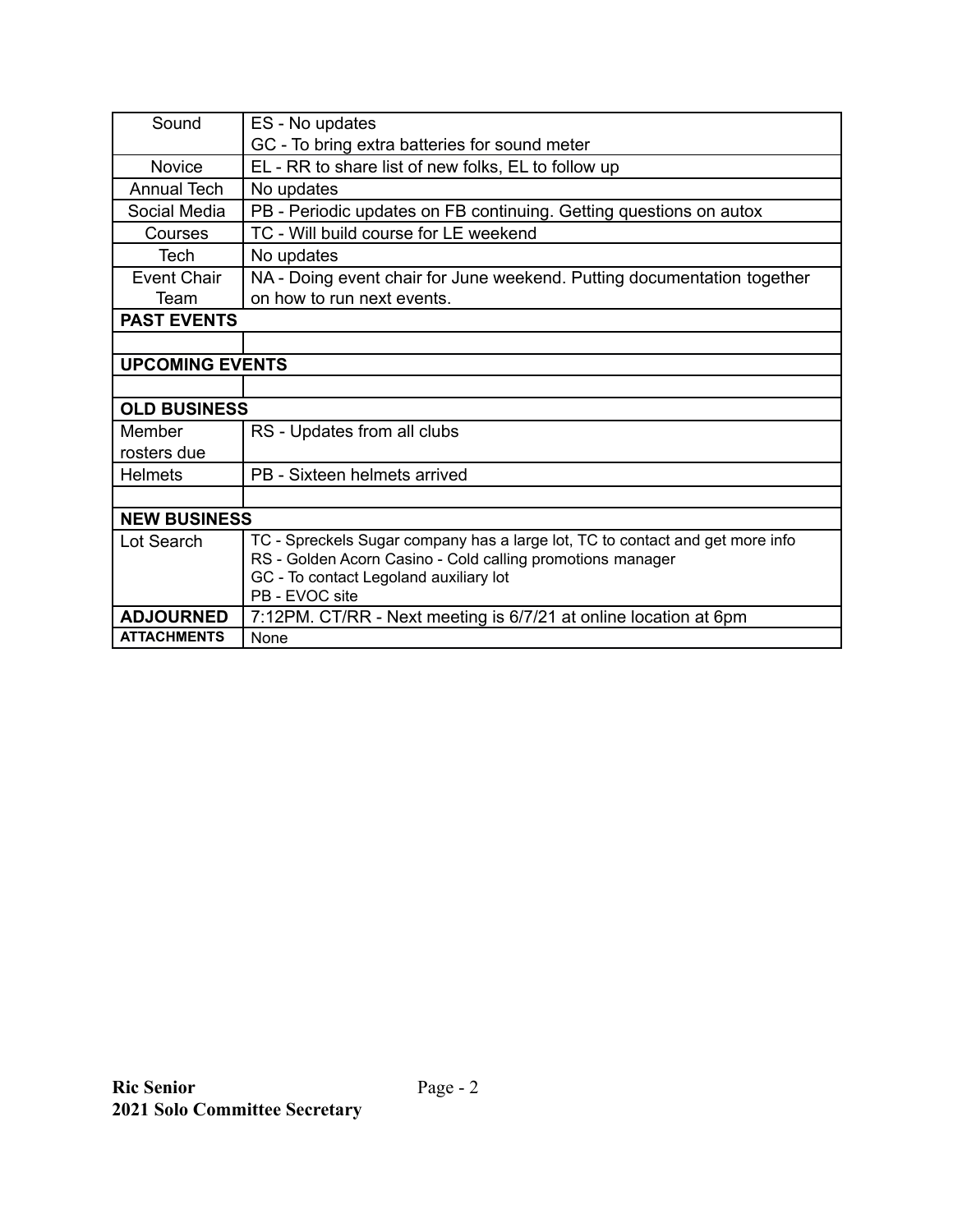| | |
|---|---|
| Sound | ES - No updates<br>GC - To bring extra batteries for sound meter |
| Novice | EL - RR to share list of new folks, EL to follow up |
| Annual Tech | No updates |
| Social Media | PB - Periodic updates on FB continuing. Getting questions on autox |
| Courses | TC - Will build course for LE weekend |
| Tech | No updates |
| Event Chair Team | NA - Doing event chair for June weekend. Putting documentation together on how to run next events. |
| **PAST EVENTS** | |
| | |
| **UPCOMING EVENTS** | |
| | |
| **OLD BUSINESS** | |
| Member rosters due | RS - Updates from all clubs |
| Helmets | PB - Sixteen helmets arrived |
| | |
| **NEW BUSINESS** | |
| Lot Search | TC - Spreckels Sugar company has a large lot, TC to contact and get more info<br>RS - Golden Acorn Casino - Cold calling promotions manager<br>GC - To contact Legoland auxiliary lot<br>PB - EVOC site |
| **ADJOURNED** | 7:12PM. CT/RR - Next meeting is 6/7/21 at online location at 6pm |
| **ATTACHMENTS** | None |

**Ric Senior**
**2021 Solo Committee Secretary**